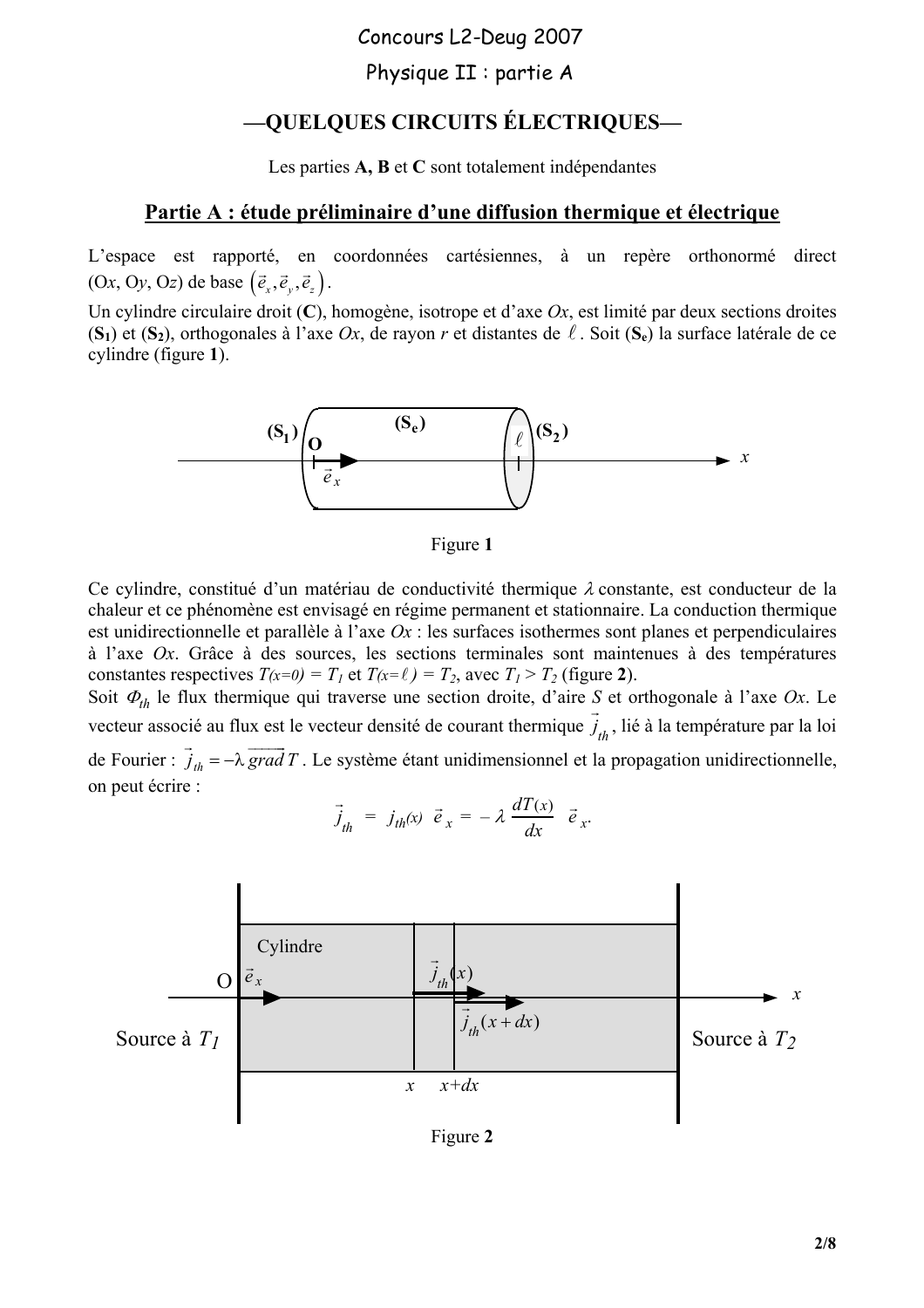Concours L2-Deug 2007

Physique II : partie A

# —QUELQUES CIRCUITS ÉLECTRIQUES—

Les parties **A, B** et **C** sont totalement indépendantes

## Partie A : étude préliminaire d'une diffusion thermique et électrique

L'espace est rapporté, en coordonnées cartésiennes, à un repère orthonormé direct (O*x*, O*y*, O*z*) de base $\left(\vec{e}_x, \vec{e}_y, \vec{e}_z\right)$.

Un cylindre circulaire droit (**C**), homogène, isotrope et d'axe *Ox*, est limité par deux sections droites (**S**$_1$) et (**S**$_2$), orthogonales à l'axe *Ox*, de rayon *r* et distantes de $\ell$. Soit (**S**$_e$) la surface latérale de ce cylindre (figure **1**).

(S$_1$) (S$_e$) (S$_2$)

O $\ell$ *x*

$\vec{e}_x$

Figure **1**

Ce cylindre, constitué d'un matériau de conductivité thermique $\lambda$ constante, est conducteur de la chaleur et ce phénomène est envisagé en régime permanent et stationnaire. La conduction thermique est unidirectionnelle et parallèle à l'axe *Ox* : les surfaces isothermes sont planes et perpendiculaires à l'axe *Ox*. Grâce à des sources, les sections terminales sont maintenues à des températures constantes respectives $T(x=0) = T_1$ et $T(x=\ell) = T_2$, avec $T_1 > T_2$ (figure **2**).

Soit $\Phi_{th}$ le flux thermique qui traverse une section droite, d'aire *S* et orthogonale à l'axe *Ox*. Le vecteur associé au flux est le vecteur densité de courant thermique $\vec{j}_{th}$, lié à la température par la loi de Fourier : $\vec{j}_{th} = -\lambda\,\overrightarrow{grad}\,T$. Le système étant unidimensionnel et la propagation unidirectionnelle, on peut écrire :

$$\vec{j}_{th} = j_{th}(x)\ \vec{e}_x = -\lambda\ \frac{dT(x)}{dx}\ \vec{e}_x.$$

Cylindre

O $\vec{e}_x$

$\vec{j}_{th}(x)$

$\vec{j}_{th}(x+dx)$

*x*

Source à $T_1$

Source à $T_2$

*x* *x+dx*

Figure **2**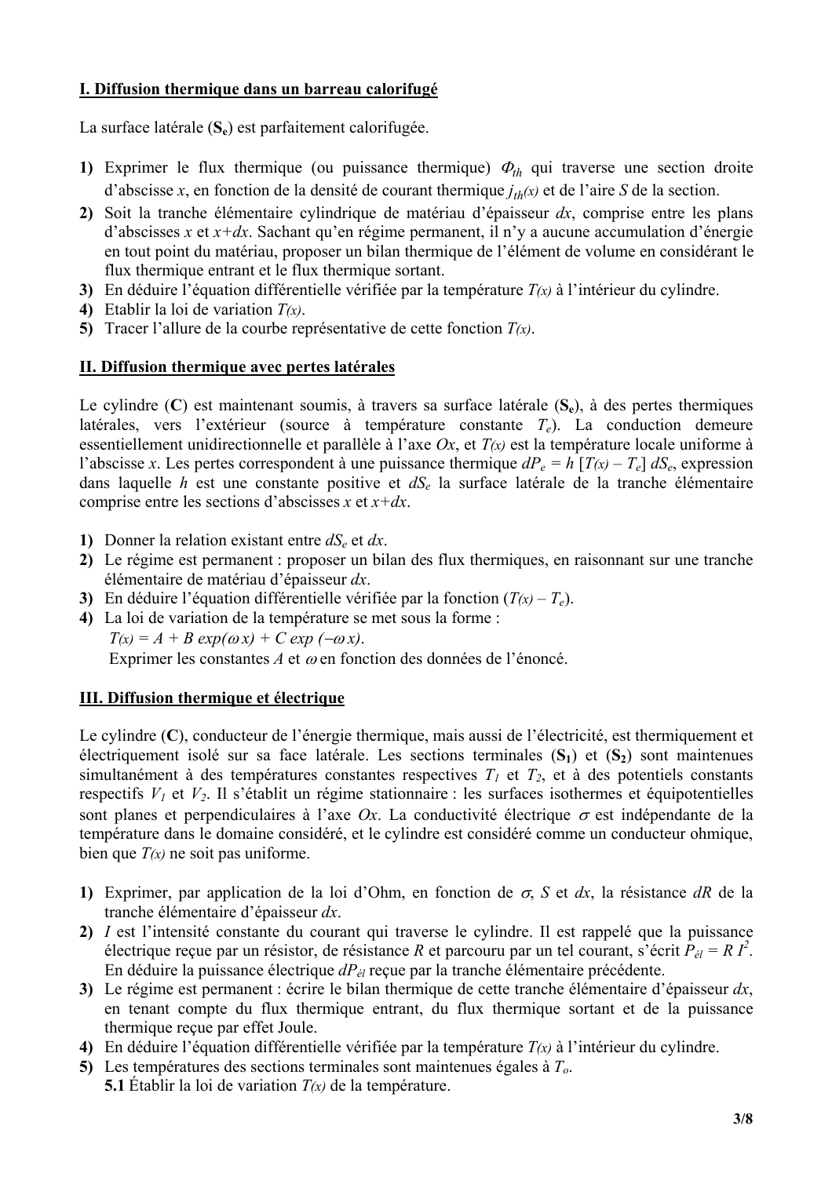## I. Diffusion thermique dans un barreau calorifugé

La surface latérale (**$S_e$**) est parfaitement calorifugée.

1) Exprimer le flux thermique (ou puissance thermique) $\Phi_{th}$ qui traverse une section droite d'abscisse $x$, en fonction de la densité de courant thermique $j_{th}(x)$ et de l'aire $S$ de la section.
2) Soit la tranche élémentaire cylindrique de matériau d'épaisseur $dx$, comprise entre les plans d'abscisses $x$ et $x+dx$. Sachant qu'en régime permanent, il n'y a aucune accumulation d'énergie en tout point du matériau, proposer un bilan thermique de l'élément de volume en considérant le flux thermique entrant et le flux thermique sortant.
3) En déduire l'équation différentielle vérifiée par la température $T(x)$ à l'intérieur du cylindre.
4) Etablir la loi de variation $T(x)$.
5) Tracer l'allure de la courbe représentative de cette fonction $T(x)$.

## II. Diffusion thermique avec pertes latérales

Le cylindre (**C**) est maintenant soumis, à travers sa surface latérale (**$S_e$**), à des pertes thermiques latérales, vers l'extérieur (source à température constante $T_e$). La conduction demeure essentiellement unidirectionnelle et parallèle à l'axe $Ox$, et $T(x)$ est la température locale uniforme à l'abscisse $x$. Les pertes correspondent à une puissance thermique $dP_e = h\,[T(x) - T_e]\,dS_e$, expression dans laquelle $h$ est une constante positive et $dS_e$ la surface latérale de la tranche élémentaire comprise entre les sections d'abscisses $x$ et $x+dx$.

1) Donner la relation existant entre $dS_e$ et $dx$.
2) Le régime est permanent : proposer un bilan des flux thermiques, en raisonnant sur une tranche élémentaire de matériau d'épaisseur $dx$.
3) En déduire l'équation différentielle vérifiée par la fonction $(T(x) - T_e)$.
4) La loi de variation de la température se met sous la forme :
   $T(x) = A + B\exp(\omega x) + C\exp(-\omega x)$.
   Exprimer les constantes $A$ et $\omega$ en fonction des données de l'énoncé.

## III. Diffusion thermique et électrique

Le cylindre (**C**), conducteur de l'énergie thermique, mais aussi de l'électricité, est thermiquement et électriquement isolé sur sa face latérale. Les sections terminales (**$S_1$**) et (**$S_2$**) sont maintenues simultanément à des températures constantes respectives $T_1$ et $T_2$, et à des potentiels constants respectifs $V_1$ et $V_2$. Il s'établit un régime stationnaire : les surfaces isothermes et équipotentielles sont planes et perpendiculaires à l'axe $Ox$. La conductivité électrique $\sigma$ est indépendante de la température dans le domaine considéré, et le cylindre est considéré comme un conducteur ohmique, bien que $T(x)$ ne soit pas uniforme.

1) Exprimer, par application de la loi d'Ohm, en fonction de $\sigma$, $S$ et $dx$, la résistance $dR$ de la tranche élémentaire d'épaisseur $dx$.
2) $I$ est l'intensité constante du courant qui traverse le cylindre. Il est rappelé que la puissance électrique reçue par un résistor, de résistance $R$ et parcouru par un tel courant, s'écrit $P_{él} = R\,I^2$. En déduire la puissance électrique $dP_{él}$ reçue par la tranche élémentaire précédente.
3) Le régime est permanent : écrire le bilan thermique de cette tranche élémentaire d'épaisseur $dx$, en tenant compte du flux thermique entrant, du flux thermique sortant et de la puissance thermique reçue par effet Joule.
4) En déduire l'équation différentielle vérifiée par la température $T(x)$ à l'intérieur du cylindre.
5) Les températures des sections terminales sont maintenues égales à $T_o$.
   **5.1** Établir la loi de variation $T(x)$ de la température.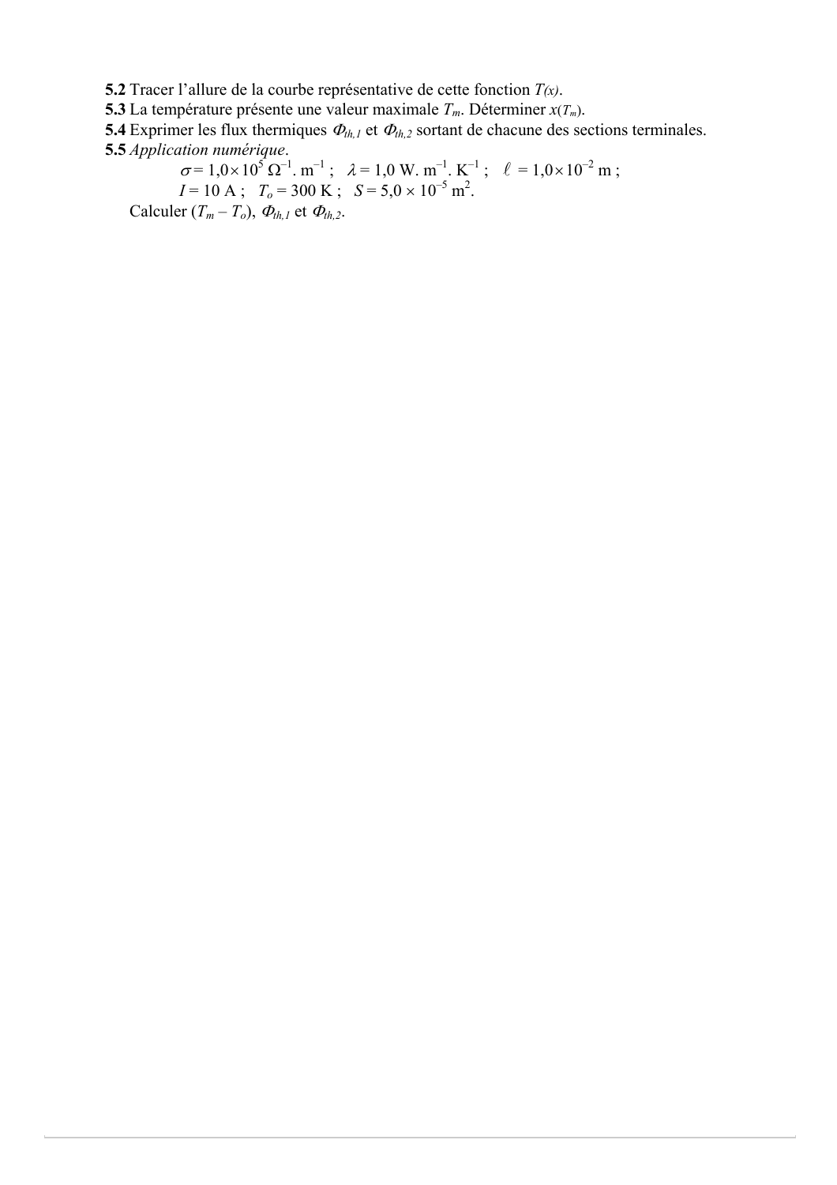**5.2** Tracer l'allure de la courbe représentative de cette fonction $T(x)$.

**5.3** La température présente une valeur maximale $T_m$. Déterminer $x(T_m)$.

**5.4** Exprimer les flux thermiques $\Phi_{th,1}$ et $\Phi_{th,2}$ sortant de chacune des sections terminales.

**5.5** *Application numérique*.

$\sigma = 1{,}0 \times 10^5\ \Omega^{-1}.\ \text{m}^{-1}$ ; $\lambda = 1{,}0\ \text{W. m}^{-1}.\ \text{K}^{-1}$ ; $\ell = 1{,}0 \times 10^{-2}\ \text{m}$ ;

$I = 10\ \text{A}$ ; $T_o = 300\ \text{K}$ ; $S = 5{,}0 \times 10^{-5}\ \text{m}^2$.

Calculer $(T_m - T_o)$, $\Phi_{th,1}$ et $\Phi_{th,2}$.